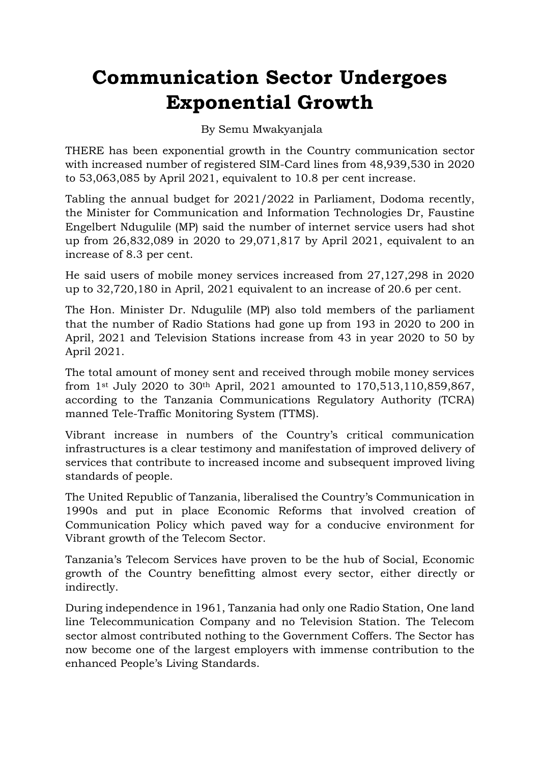# Communication Sector Undergoes Exponential Growth

By Semu Mwakyanjala

THERE has been exponential growth in the Country communication sector with increased number of registered SIM-Card lines from 48,939,530 in 2020 to 53,063,085 by April 2021, equivalent to 10.8 per cent increase.

Tabling the annual budget for 2021/2022 in Parliament, Dodoma recently, the Minister for Communication and Information Technologies Dr, Faustine Engelbert Ndugulile (MP) said the number of internet service users had shot up from 26,832,089 in 2020 to 29,071,817 by April 2021, equivalent to an increase of 8.3 per cent.

He said users of mobile money services increased from 27,127,298 in 2020 up to 32,720,180 in April, 2021 equivalent to an increase of 20.6 per cent.

The Hon. Minister Dr. Ndugulile (MP) also told members of the parliament that the number of Radio Stations had gone up from 193 in 2020 to 200 in April, 2021 and Television Stations increase from 43 in year 2020 to 50 by April 2021.

The total amount of money sent and received through mobile money services from 1st July 2020 to 30th April, 2021 amounted to 170,513,110,859,867, according to the Tanzania Communications Regulatory Authority (TCRA) manned Tele-Traffic Monitoring System (TTMS).

Vibrant increase in numbers of the Country's critical communication infrastructures is a clear testimony and manifestation of improved delivery of services that contribute to increased income and subsequent improved living standards of people.

The United Republic of Tanzania, liberalised the Country's Communication in 1990s and put in place Economic Reforms that involved creation of Communication Policy which paved way for a conducive environment for Vibrant growth of the Telecom Sector.

Tanzania's Telecom Services have proven to be the hub of Social, Economic growth of the Country benefitting almost every sector, either directly or indirectly.

During independence in 1961, Tanzania had only one Radio Station, One land line Telecommunication Company and no Television Station. The Telecom sector almost contributed nothing to the Government Coffers. The Sector has now become one of the largest employers with immense contribution to the enhanced People's Living Standards.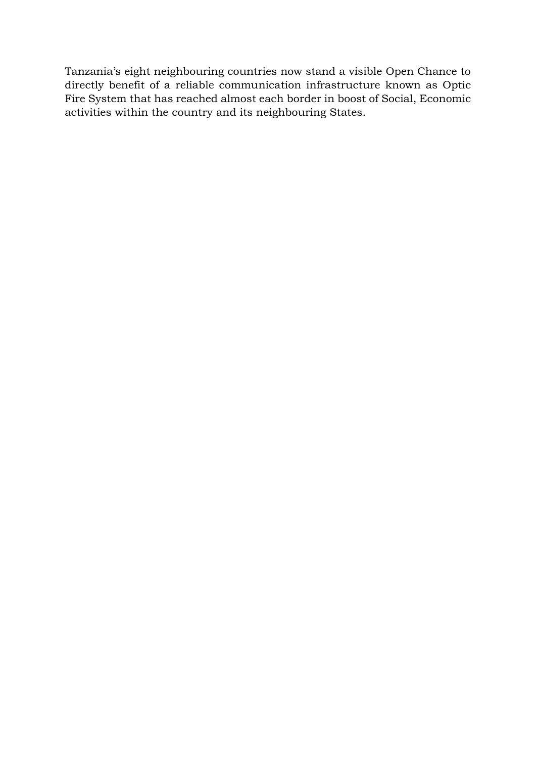Tanzania's eight neighbouring countries now stand a visible Open Chance to directly benefit of a reliable communication infrastructure known as Optic Fire System that has reached almost each border in boost of Social, Economic activities within the country and its neighbouring States.